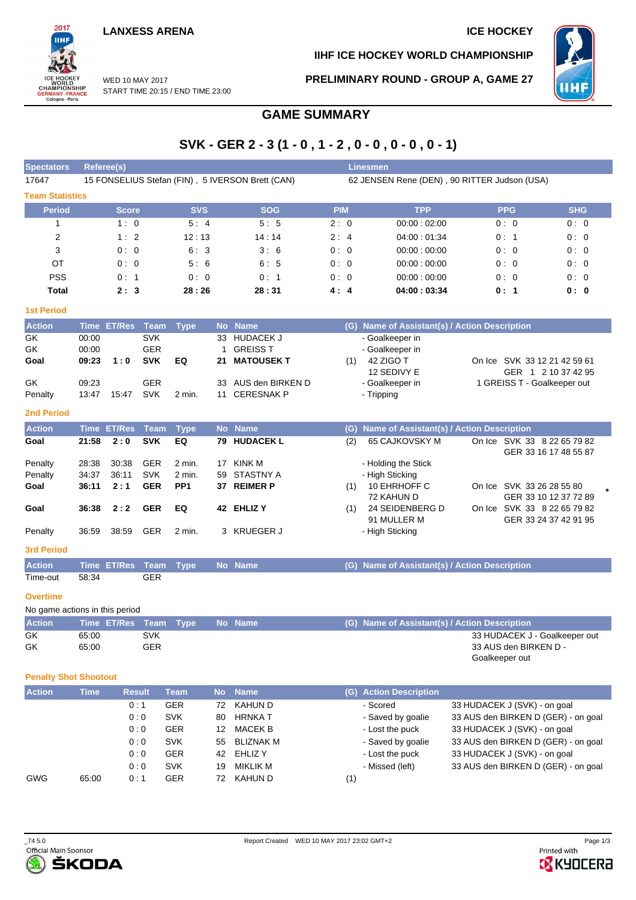LANXESS ARENA

ICE HOCKEY

IIHF ICE HOCKEY WORLD CHAMPIONSHIP

WED 10 MAY 2017
START TIME 20:15 / END TIME 23:00

PRELIMINARY ROUND - GROUP A, GAME 27

# GAME SUMMARY

## SVK - GER 2 - 3 (1 - 0 , 1 - 2 , 0 - 0 , 0 - 0 , 0 - 1)

| Spectators | Referee(s) | Linesmen |
|---|---|---|
| 17647 | 15 FONSELIUS Stefan (FIN) , 5 IVERSON Brett (CAN) | 62 JENSEN Rene (DEN) , 90 RITTER Judson (USA) |

### Team Statistics

| Period | Score | SVS | SOG | PIM | TPP | PPG | SHG |
|---|---|---|---|---|---|---|---|
| 1 | 1 : 0 | 5 : 4 | 5 : 5 | 2 : 0 | 00:00 : 02:00 | 0 : 0 | 0 : 0 |
| 2 | 1 : 2 | 12 : 13 | 14 : 14 | 2 : 4 | 04:00 : 01:34 | 0 : 1 | 0 : 0 |
| 3 | 0 : 0 | 6 : 3 | 3 : 6 | 0 : 0 | 00:00 : 00:00 | 0 : 0 | 0 : 0 |
| OT | 0 : 0 | 5 : 6 | 6 : 5 | 0 : 0 | 00:00 : 00:00 | 0 : 0 | 0 : 0 |
| PSS | 0 : 1 | 0 : 0 | 0 : 1 | 0 : 0 | 00:00 : 00:00 | 0 : 0 | 0 : 0 |
| **Total** | **2 : 3** | **28 : 26** | **28 : 31** | **4 : 4** | **04:00 : 03:34** | **0 : 1** | **0 : 0** |

### 1st Period

| Action | Time | ET/Res | Team | Type | No | Name | (G) | Name of Assistant(s) / Action Description | |
|---|---|---|---|---|---|---|---|---|---|
| GK | 00:00 | | SVK | | 33 | HUDACEK J | | - Goalkeeper in | |
| GK | 00:00 | | GER | | 1 | GREISS T | | - Goalkeeper in | |
| **Goal** | **09:23** | **1 : 0** | **SVK** | **EQ** | **21** | **MATOUSEK T** | (1) | 42 ZIGO T<br>12 SEDIVY E | On Ice SVK 33 12 21 42 59 61<br>GER 1 2 10 37 42 95 |
| GK | 09:23 | | GER | | 33 | AUS den BIRKEN D | | - Goalkeeper in | 1 GREISS T - Goalkeeper out |
| Penalty | 13:47 | 15:47 | SVK | 2 min. | 11 | CERESNAK P | | - Tripping | |

### 2nd Period

| Action | Time | ET/Res | Team | Type | No | Name | (G) | Name of Assistant(s) / Action Description | |
|---|---|---|---|---|---|---|---|---|---|
| **Goal** | **21:58** | **2 : 0** | **SVK** | **EQ** | **79** | **HUDACEK L** | (2) | 65 CAJKOVSKY M | On Ice SVK 33 8 22 65 79 82<br>GER 33 16 17 48 55 87 |
| Penalty | 28:38 | 30:38 | GER | 2 min. | 17 | KINK M | | - Holding the Stick | |
| Penalty | 34:37 | 36:11 | SVK | 2 min. | 59 | STASTNY A | | - High Sticking | |
| **Goal** | **36:11** | **2 : 1** | **GER** | **PP1** | **37** | **REIMER P** | (1) | 10 EHRHOFF C<br>72 KAHUN D | On Ice SVK 33 26 28 55 80<br>GER 33 10 12 37 72 89 * |
| **Goal** | **36:38** | **2 : 2** | **GER** | **EQ** | **42** | **EHLIZ Y** | (1) | 24 SEIDENBERG D<br>91 MULLER M | On Ice SVK 33 8 22 65 79 82<br>GER 33 24 37 42 91 95 |
| Penalty | 36:59 | 38:59 | GER | 2 min. | 3 | KRUEGER J | | - High Sticking | |

### 3rd Period

| Action | Time | ET/Res | Team | Type | No | Name | (G) | Name of Assistant(s) / Action Description |
|---|---|---|---|---|---|---|---|---|
| Time-out | 58:34 | | GER | | | | | |

### Overtime

No game actions in this period

| Action | Time | ET/Res | Team | Type | No | Name | (G) | Name of Assistant(s) / Action Description |
|---|---|---|---|---|---|---|---|---|
| GK | 65:00 | | SVK | | | | | 33 HUDACEK J - Goalkeeper out |
| GK | 65:00 | | GER | | | | | 33 AUS den BIRKEN D - Goalkeeper out |

### Penalty Shot Shootout

| Action | Time | Result | Team | No | Name | (G) | Action Description | |
|---|---|---|---|---|---|---|---|---|
| | | 0 : 1 | GER | 72 | KAHUN D | | - Scored | 33 HUDACEK J (SVK) - on goal |
| | | 0 : 0 | SVK | 80 | HRNKA T | | - Saved by goalie | 33 AUS den BIRKEN D (GER) - on goal |
| | | 0 : 0 | GER | 12 | MACEK B | | - Lost the puck | 33 HUDACEK J (SVK) - on goal |
| | | 0 : 0 | SVK | 55 | BLIZNAK M | | - Saved by goalie | 33 AUS den BIRKEN D (GER) - on goal |
| | | 0 : 0 | GER | 42 | EHLIZ Y | | - Lost the puck | 33 HUDACEK J (SVK) - on goal |
| | | 0 : 0 | SVK | 19 | MIKLIK M | | - Missed (left) | 33 AUS den BIRKEN D (GER) - on goal |
| GWG | 65:00 | 0 : 1 | GER | 72 | KAHUN D | (1) | | |

_74 5.0 Report Created WED 10 MAY 2017 23:02 GMT+2

Official Main Sponsor ŠKODA — Printed with KYOCERA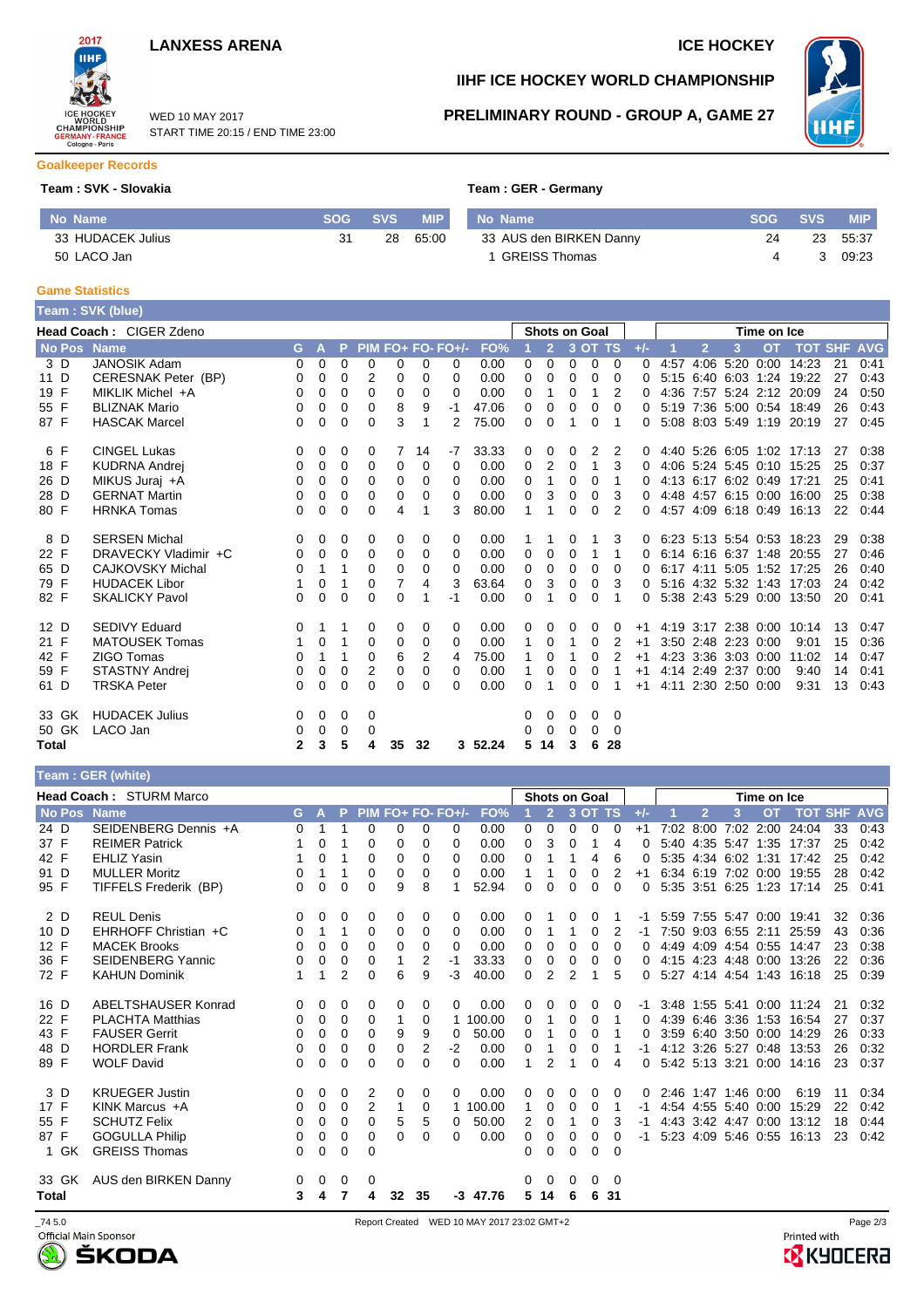# LANXESS ARENA

ICE HOCKEY

WED 10 MAY 2017
START TIME 20:15 / END TIME 23:00

## IIHF ICE HOCKEY WORLD CHAMPIONSHIP

## PRELIMINARY ROUND - GROUP A, GAME 27

### Goalkeeper Records

**Team : SVK - Slovakia**

| No | Name | SOG | SVS | MIP |
|---|---|---|---|---|
| 33 | HUDACEK Julius | 31 | 28 | 65:00 |
| 50 | LACO Jan | | | |

**Team : GER - Germany**

| No | Name | SOG | SVS | MIP |
|---|---|---|---|---|
| 33 | AUS den BIRKEN Danny | 24 | 23 | 55:37 |
| 1 | GREISS Thomas | 4 | 3 | 09:23 |

### Game Statistics

**Team : SVK (blue)**

**Head Coach :** CIGER Zdeno

| No | Pos | Name | G | A | P | PIM | FO+ | FO- | FO+/- | FO% | Shots 1 | Shots 2 | Shots 3 | Shots OT | Shots TS | +/- | TOI 1 | TOI 2 | TOI 3 | TOI OT | TOI TOT | SHF | AVG |
|---|---|---|---|---|---|---|---|---|---|---|---|---|---|---|---|---|---|---|---|---|---|---|---|
| 3 | D | JANOSIK Adam | 0 | 0 | 0 | 0 | 0 | 0 | 0 | 0.00 | 0 | 0 | 0 | 0 | 0 | 0 | 4:57 | 4:06 | 5:20 | 0:00 | 14:23 | 21 | 0:41 |
| 11 | D | CERESNAK Peter (BP) | 0 | 0 | 0 | 2 | 0 | 0 | 0 | 0.00 | 0 | 0 | 0 | 0 | 0 | 0 | 5:15 | 6:40 | 6:03 | 1:24 | 19:22 | 27 | 0:43 |
| 19 | F | MIKLIK Michel +A | 0 | 0 | 0 | 0 | 0 | 0 | 0 | 0.00 | 0 | 1 | 0 | 1 | 2 | 0 | 4:36 | 7:57 | 5:24 | 2:12 | 20:09 | 24 | 0:50 |
| 55 | F | BLIZNAK Mario | 0 | 0 | 0 | 0 | 8 | 9 | -1 | 47.06 | 0 | 0 | 0 | 0 | 0 | 0 | 5:19 | 7:36 | 5:00 | 0:54 | 18:49 | 26 | 0:43 |
| 87 | F | HASCAK Marcel | 0 | 0 | 0 | 0 | 3 | 1 | 2 | 75.00 | 0 | 0 | 1 | 0 | 1 | 0 | 5:08 | 8:03 | 5:49 | 1:19 | 20:19 | 27 | 0:45 |
| 6 | F | CINGEL Lukas | 0 | 0 | 0 | 0 | 7 | 14 | -7 | 33.33 | 0 | 0 | 0 | 2 | 2 | 0 | 4:40 | 5:26 | 6:05 | 1:02 | 17:13 | 27 | 0:38 |
| 18 | F | KUDRNA Andrej | 0 | 0 | 0 | 0 | 0 | 0 | 0 | 0.00 | 0 | 2 | 0 | 1 | 3 | 0 | 4:06 | 5:24 | 5:45 | 0:10 | 15:25 | 25 | 0:37 |
| 26 | D | MIKUS Juraj +A | 0 | 0 | 0 | 0 | 0 | 0 | 0 | 0.00 | 0 | 1 | 0 | 0 | 1 | 0 | 4:13 | 6:17 | 6:02 | 0:49 | 17:21 | 25 | 0:41 |
| 28 | D | GERNAT Martin | 0 | 0 | 0 | 0 | 0 | 0 | 0 | 0.00 | 0 | 3 | 0 | 0 | 3 | 0 | 4:48 | 4:57 | 6:15 | 0:00 | 16:00 | 25 | 0:38 |
| 80 | F | HRNKA Tomas | 0 | 0 | 0 | 0 | 4 | 1 | 3 | 80.00 | 1 | 1 | 0 | 0 | 2 | 0 | 4:57 | 4:09 | 6:18 | 0:49 | 16:13 | 22 | 0:44 |
| 8 | D | SERSEN Michal | 0 | 0 | 0 | 0 | 0 | 0 | 0 | 0.00 | 1 | 1 | 0 | 1 | 3 | 0 | 6:23 | 5:13 | 5:54 | 0:53 | 18:23 | 29 | 0:38 |
| 22 | F | DRAVECKY Vladimir +C | 0 | 0 | 0 | 0 | 0 | 0 | 0 | 0.00 | 0 | 0 | 0 | 1 | 1 | 0 | 6:14 | 6:16 | 6:37 | 1:48 | 20:55 | 27 | 0:46 |
| 65 | D | CAJKOVSKY Michal | 0 | 1 | 1 | 0 | 0 | 0 | 0 | 0.00 | 0 | 0 | 0 | 0 | 0 | 0 | 6:17 | 4:11 | 5:05 | 1:52 | 17:25 | 26 | 0:40 |
| 79 | F | HUDACEK Libor | 1 | 0 | 1 | 0 | 7 | 4 | 3 | 63.64 | 0 | 3 | 0 | 0 | 3 | 0 | 5:16 | 4:32 | 5:32 | 1:43 | 17:03 | 24 | 0:42 |
| 82 | F | SKALICKY Pavol | 0 | 0 | 0 | 0 | 0 | 1 | -1 | 0.00 | 0 | 1 | 0 | 0 | 1 | 0 | 5:38 | 2:43 | 5:29 | 0:00 | 13:50 | 20 | 0:41 |
| 12 | D | SEDIVY Eduard | 0 | 1 | 1 | 0 | 0 | 0 | 0 | 0.00 | 0 | 0 | 0 | 0 | 0 | +1 | 4:19 | 3:17 | 2:38 | 0:00 | 10:14 | 13 | 0:47 |
| 21 | F | MATOUSEK Tomas | 1 | 0 | 1 | 0 | 0 | 0 | 0 | 0.00 | 1 | 0 | 1 | 0 | 2 | +1 | 3:50 | 2:48 | 2:23 | 0:00 | 9:01 | 15 | 0:36 |
| 42 | F | ZIGO Tomas | 0 | 1 | 1 | 0 | 6 | 2 | 4 | 75.00 | 1 | 0 | 1 | 0 | 2 | +1 | 4:23 | 3:36 | 3:03 | 0:00 | 11:02 | 14 | 0:47 |
| 59 | F | STASTNY Andrej | 0 | 0 | 0 | 2 | 0 | 0 | 0 | 0.00 | 1 | 0 | 0 | 0 | 1 | +1 | 4:14 | 2:49 | 2:37 | 0:00 | 9:40 | 14 | 0:41 |
| 61 | D | TRSKA Peter | 0 | 0 | 0 | 0 | 0 | 0 | 0 | 0.00 | 0 | 1 | 0 | 0 | 1 | +1 | 4:11 | 2:30 | 2:50 | 0:00 | 9:31 | 13 | 0:43 |
| 33 | GK | HUDACEK Julius | 0 | 0 | 0 | 0 | | | | | 0 | 0 | 0 | 0 | 0 | | | | | | | | |
| 50 | GK | LACO Jan | 0 | 0 | 0 | 0 | | | | | 0 | 0 | 0 | 0 | 0 | | | | | | | | |
| **Total** | | | **2** | **3** | **5** | **4** | **35** | **32** | **3** | **52.24** | **5** | **14** | **3** | **6** | **28** | | | | | | | | |

**Team : GER (white)**

**Head Coach :** STURM Marco

| No | Pos | Name | G | A | P | PIM | FO+ | FO- | FO+/- | FO% | Shots 1 | Shots 2 | Shots 3 | Shots OT | Shots TS | +/- | TOI 1 | TOI 2 | TOI 3 | TOI OT | TOI TOT | SHF | AVG |
|---|---|---|---|---|---|---|---|---|---|---|---|---|---|---|---|---|---|---|---|---|---|---|---|
| 24 | D | SEIDENBERG Dennis +A | 0 | 1 | 1 | 0 | 0 | 0 | 0 | 0.00 | 0 | 0 | 0 | 0 | 0 | +1 | 7:02 | 8:00 | 7:02 | 2:00 | 24:04 | 33 | 0:43 |
| 37 | F | REIMER Patrick | 1 | 0 | 1 | 0 | 0 | 0 | 0 | 0.00 | 0 | 3 | 0 | 1 | 4 | 0 | 5:40 | 4:35 | 5:47 | 1:35 | 17:37 | 25 | 0:42 |
| 42 | F | EHLIZ Yasin | 1 | 0 | 1 | 0 | 0 | 0 | 0 | 0.00 | 0 | 1 | 1 | 4 | 6 | 0 | 5:35 | 4:34 | 6:02 | 1:31 | 17:42 | 25 | 0:42 |
| 91 | D | MULLER Moritz | 0 | 1 | 1 | 0 | 0 | 0 | 0 | 0.00 | 1 | 1 | 0 | 0 | 2 | +1 | 6:34 | 6:19 | 7:02 | 0:00 | 19:55 | 28 | 0:42 |
| 95 | F | TIFFELS Frederik (BP) | 0 | 0 | 0 | 0 | 9 | 8 | 1 | 52.94 | 0 | 0 | 0 | 0 | 0 | 0 | 5:35 | 3:51 | 6:25 | 1:23 | 17:14 | 25 | 0:41 |
| 2 | D | REUL Denis | 0 | 0 | 0 | 0 | 0 | 0 | 0 | 0.00 | 0 | 1 | 0 | 0 | 1 | -1 | 5:59 | 7:55 | 5:47 | 0:00 | 19:41 | 32 | 0:36 |
| 10 | D | EHRHOFF Christian +C | 0 | 1 | 1 | 0 | 0 | 0 | 0 | 0.00 | 0 | 1 | 1 | 0 | 2 | -1 | 7:50 | 9:03 | 6:55 | 2:11 | 25:59 | 43 | 0:36 |
| 12 | F | MACEK Brooks | 0 | 0 | 0 | 0 | 0 | 0 | 0 | 0.00 | 0 | 0 | 0 | 0 | 0 | 0 | 4:49 | 4:09 | 4:54 | 0:55 | 14:47 | 23 | 0:38 |
| 36 | F | SEIDENBERG Yannic | 0 | 0 | 0 | 0 | 1 | 2 | -1 | 33.33 | 0 | 0 | 0 | 0 | 0 | 0 | 4:15 | 4:23 | 4:48 | 0:00 | 13:26 | 22 | 0:36 |
| 72 | F | KAHUN Dominik | 1 | 1 | 2 | 0 | 6 | 9 | -3 | 40.00 | 0 | 2 | 2 | 1 | 5 | 0 | 5:27 | 4:14 | 4:54 | 1:43 | 16:18 | 25 | 0:39 |
| 16 | D | ABELTSHAUSER Konrad | 0 | 0 | 0 | 0 | 0 | 0 | 0 | 0.00 | 0 | 0 | 0 | 0 | 0 | -1 | 3:48 | 1:55 | 5:41 | 0:00 | 11:24 | 21 | 0:32 |
| 22 | F | PLACHTA Matthias | 0 | 0 | 0 | 0 | 1 | 0 | 1 | 100.00 | 0 | 1 | 0 | 0 | 1 | 0 | 4:39 | 6:46 | 3:36 | 1:53 | 16:54 | 27 | 0:37 |
| 43 | F | FAUSER Gerrit | 0 | 0 | 0 | 0 | 9 | 9 | 0 | 50.00 | 0 | 1 | 0 | 0 | 1 | 0 | 3:59 | 6:40 | 3:50 | 0:00 | 14:29 | 26 | 0:33 |
| 48 | D | HORDLER Frank | 0 | 0 | 0 | 0 | 0 | 2 | -2 | 0.00 | 0 | 1 | 0 | 0 | 1 | -1 | 4:12 | 3:26 | 5:27 | 0:48 | 13:53 | 26 | 0:32 |
| 89 | F | WOLF David | 0 | 0 | 0 | 0 | 0 | 0 | 0 | 0.00 | 1 | 2 | 1 | 0 | 4 | 0 | 5:42 | 5:13 | 3:21 | 0:00 | 14:16 | 23 | 0:37 |
| 3 | D | KRUEGER Justin | 0 | 0 | 0 | 2 | 0 | 0 | 0 | 0.00 | 0 | 0 | 0 | 0 | 0 | 0 | 2:46 | 1:47 | 1:46 | 0:00 | 6:19 | 11 | 0:34 |
| 17 | F | KINK Marcus +A | 0 | 0 | 0 | 2 | 1 | 0 | 1 | 100.00 | 1 | 0 | 0 | 0 | 1 | -1 | 4:54 | 4:55 | 5:40 | 0:00 | 15:29 | 22 | 0:42 |
| 55 | F | SCHUTZ Felix | 0 | 0 | 0 | 0 | 5 | 5 | 0 | 50.00 | 2 | 0 | 1 | 0 | 3 | -1 | 4:43 | 3:42 | 4:47 | 0:00 | 13:12 | 18 | 0:44 |
| 87 | F | GOGULLA Philip | 0 | 0 | 0 | 0 | 0 | 0 | 0 | 0.00 | 0 | 0 | 0 | 0 | 0 | -1 | 5:23 | 4:09 | 5:46 | 0:55 | 16:13 | 23 | 0:42 |
| 1 | GK | GREISS Thomas | 0 | 0 | 0 | 0 | | | | | 0 | 0 | 0 | 0 | 0 | | | | | | | | |
| 33 | GK | AUS den BIRKEN Danny | 0 | 0 | 0 | 0 | | | | | 0 | 0 | 0 | 0 | 0 | | | | | | | | |
| **Total** | | | **3** | **4** | **7** | **4** | **32** | **35** | **-3** | **47.76** | **5** | **14** | **6** | **6** | **31** | | | | | | | | |

_74 5.0 Report Created WED 10 MAY 2017 23:02 GMT+2

Official Main Sponsor ŠKODA

Printed with KYOCERA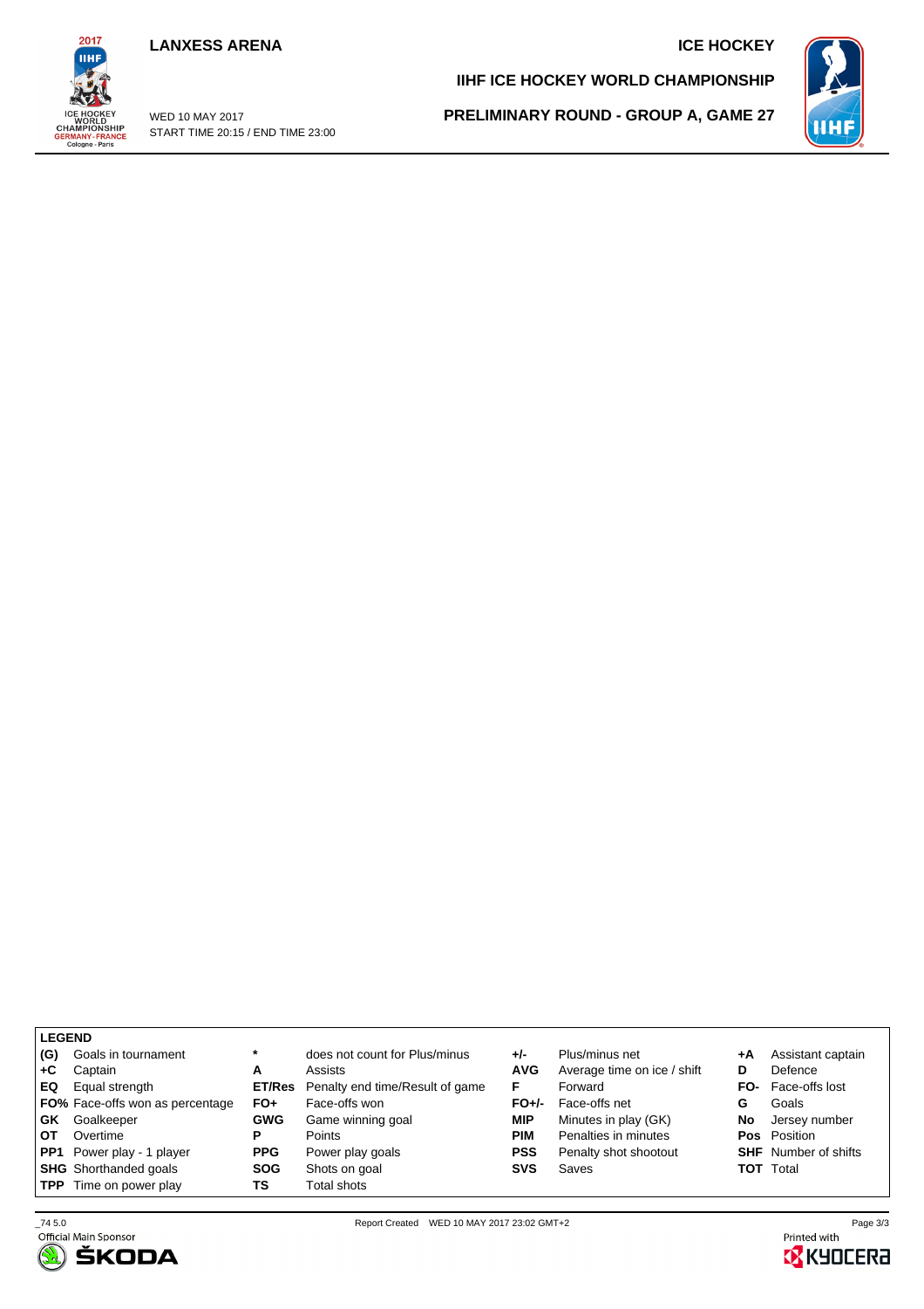# LEGEND

| | | | | | | | |
|---|---|---|---|---|---|---|---|
| **(G)** | Goals in tournament | **\*** | does not count for Plus/minus | **+/-** | Plus/minus net | **+A** | Assistant captain |
| **+C** | Captain | **A** | Assists | **AVG** | Average time on ice / shift | **D** | Defence |
| **EQ** | Equal strength | **ET/Res** | Penalty end time/Result of game | **F** | Forward | **FO-** | Face-offs lost |
| **FO%** | Face-offs won as percentage | **FO+** | Face-offs won | **FO+/-** | Face-offs net | **G** | Goals |
| **GK** | Goalkeeper | **GWG** | Game winning goal | **MIP** | Minutes in play (GK) | **No** | Jersey number |
| **OT** | Overtime | **P** | Points | **PIM** | Penalties in minutes | **Pos** | Position |
| **PP1** | Power play - 1 player | **PPG** | Power play goals | **PSS** | Penalty shot shootout | **SHF** | Number of shifts |
| **SHG** | Shorthanded goals | **SOG** | Shots on goal | **SVS** | Saves | **TOT** | Total |
| **TPP** | Time on power play | **TS** | Total shots | | | | |